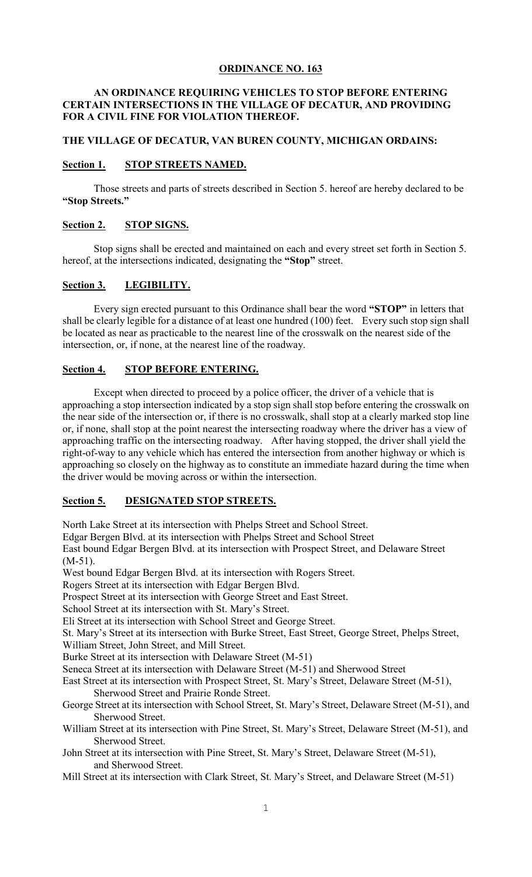# ORDINANCE NO. 163

**AN ORDINANCE REQUIRING VEHICLES TO STOP BEFORE ENTERING CERTAIN INTERSECTIONS IN THE VILLAGE OF DECATUR, AND PROVIDING FOR A CIVIL FINE FOR VIOLATION THEREOF.**

**THE VILLAGE OF DECATUR, VAN BUREN COUNTY, MICHIGAN ORDAINS:**

## Section 1. STOP STREETS NAMED.

Those streets and parts of streets described in Section 5. hereof are hereby declared to be **"Stop Streets."**

## Section 2. STOP SIGNS.

Stop signs shall be erected and maintained on each and every street set forth in Section 5. hereof, at the intersections indicated, designating the **"Stop"** street.

## Section 3. LEGIBILITY.

Every sign erected pursuant to this Ordinance shall bear the word **"STOP"** in letters that shall be clearly legible for a distance of at least one hundred (100) feet. Every such stop sign shall be located as near as practicable to the nearest line of the crosswalk on the nearest side of the intersection, or, if none, at the nearest line of the roadway.

## Section 4. STOP BEFORE ENTERING.

Except when directed to proceed by a police officer, the driver of a vehicle that is approaching a stop intersection indicated by a stop sign shall stop before entering the crosswalk on the near side of the intersection or, if there is no crosswalk, shall stop at a clearly marked stop line or, if none, shall stop at the point nearest the intersecting roadway where the driver has a view of approaching traffic on the intersecting roadway. After having stopped, the driver shall yield the right-of-way to any vehicle which has entered the intersection from another highway or which is approaching so closely on the highway as to constitute an immediate hazard during the time when the driver would be moving across or within the intersection.

## Section 5. DESIGNATED STOP STREETS.

North Lake Street at its intersection with Phelps Street and School Street.
Edgar Bergen Blvd. at its intersection with Phelps Street and School Street
East bound Edgar Bergen Blvd. at its intersection with Prospect Street, and Delaware Street (M-51).
West bound Edgar Bergen Blvd. at its intersection with Rogers Street.
Rogers Street at its intersection with Edgar Bergen Blvd.
Prospect Street at its intersection with George Street and East Street.
School Street at its intersection with St. Mary's Street.
Eli Street at its intersection with School Street and George Street.
St. Mary's Street at its intersection with Burke Street, East Street, George Street, Phelps Street, William Street, John Street, and Mill Street.
Burke Street at its intersection with Delaware Street (M-51)
Seneca Street at its intersection with Delaware Street (M-51) and Sherwood Street
East Street at its intersection with Prospect Street, St. Mary's Street, Delaware Street (M-51), Sherwood Street and Prairie Ronde Street.
George Street at its intersection with School Street, St. Mary's Street, Delaware Street (M-51), and Sherwood Street.
William Street at its intersection with Pine Street, St. Mary's Street, Delaware Street (M-51), and Sherwood Street.
John Street at its intersection with Pine Street, St. Mary's Street, Delaware Street (M-51), and Sherwood Street.
Mill Street at its intersection with Clark Street, St. Mary's Street, and Delaware Street (M-51)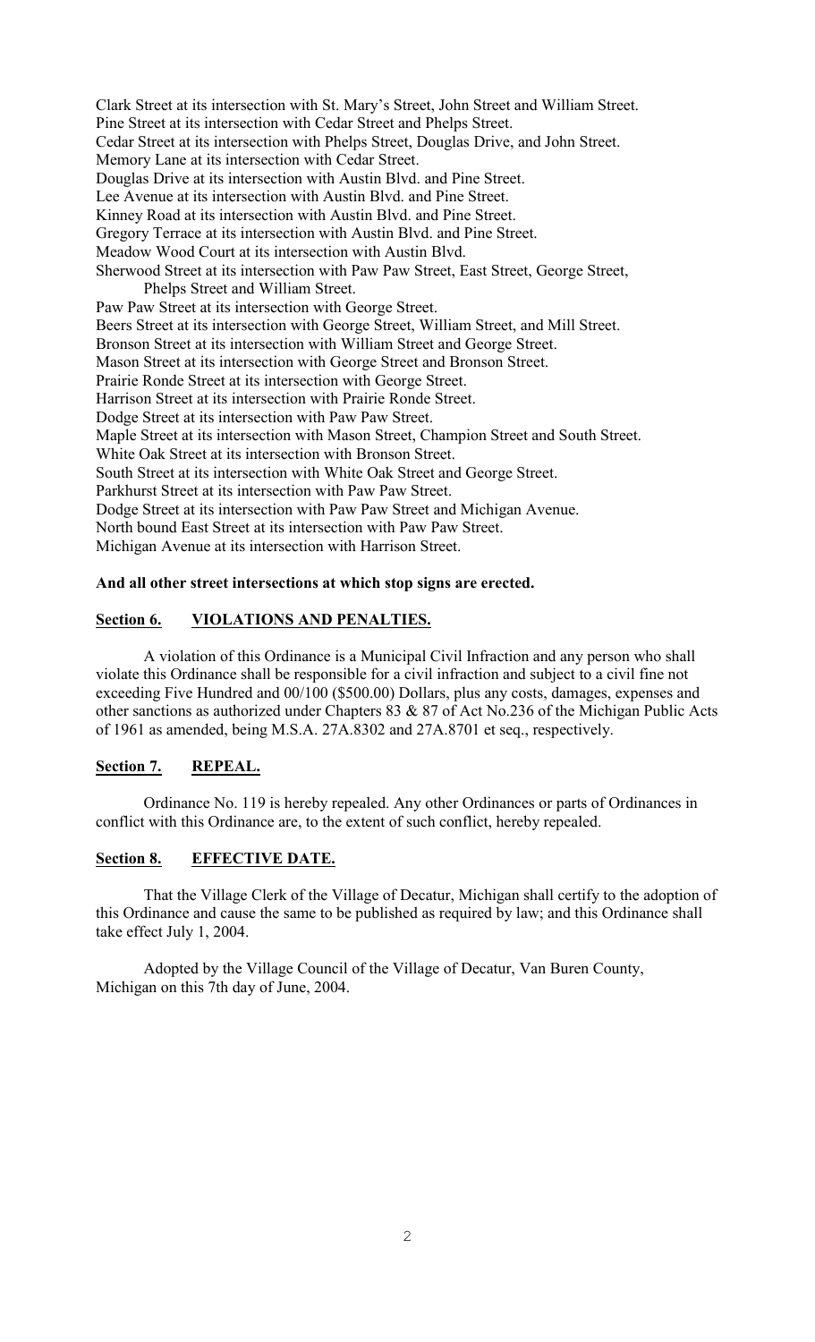Clark Street at its intersection with St. Mary's Street, John Street and William Street.
Pine Street at its intersection with Cedar Street and Phelps Street.
Cedar Street at its intersection with Phelps Street, Douglas Drive, and John Street.
Memory Lane at its intersection with Cedar Street.
Douglas Drive at its intersection with Austin Blvd. and Pine Street.
Lee Avenue at its intersection with Austin Blvd. and Pine Street.
Kinney Road at its intersection with Austin Blvd. and Pine Street.
Gregory Terrace at its intersection with Austin Blvd. and Pine Street.
Meadow Wood Court at its intersection with Austin Blvd.
Sherwood Street at its intersection with Paw Paw Street, East Street, George Street, Phelps Street and William Street.
Paw Paw Street at its intersection with George Street.
Beers Street at its intersection with George Street, William Street, and Mill Street.
Bronson Street at its intersection with William Street and George Street.
Mason Street at its intersection with George Street and Bronson Street.
Prairie Ronde Street at its intersection with George Street.
Harrison Street at its intersection with Prairie Ronde Street.
Dodge Street at its intersection with Paw Paw Street.
Maple Street at its intersection with Mason Street, Champion Street and South Street.
White Oak Street at its intersection with Bronson Street.
South Street at its intersection with White Oak Street and George Street.
Parkhurst Street at its intersection with Paw Paw Street.
Dodge Street at its intersection with Paw Paw Street and Michigan Avenue.
North bound East Street at its intersection with Paw Paw Street.
Michigan Avenue at its intersection with Harrison Street.

**And all other street intersections at which stop signs are erected.**

## Section 6. VIOLATIONS AND PENALTIES.

A violation of this Ordinance is a Municipal Civil Infraction and any person who shall violate this Ordinance shall be responsible for a civil infraction and subject to a civil fine not exceeding Five Hundred and 00/100 ($500.00) Dollars, plus any costs, damages, expenses and other sanctions as authorized under Chapters 83 & 87 of Act No.236 of the Michigan Public Acts of 1961 as amended, being M.S.A. 27A.8302 and 27A.8701 et seq., respectively.

## Section 7. REPEAL.

Ordinance No. 119 is hereby repealed. Any other Ordinances or parts of Ordinances in conflict with this Ordinance are, to the extent of such conflict, hereby repealed.

## Section 8. EFFECTIVE DATE.

That the Village Clerk of the Village of Decatur, Michigan shall certify to the adoption of this Ordinance and cause the same to be published as required by law; and this Ordinance shall take effect July 1, 2004.

Adopted by the Village Council of the Village of Decatur, Van Buren County, Michigan on this 7th day of June, 2004.